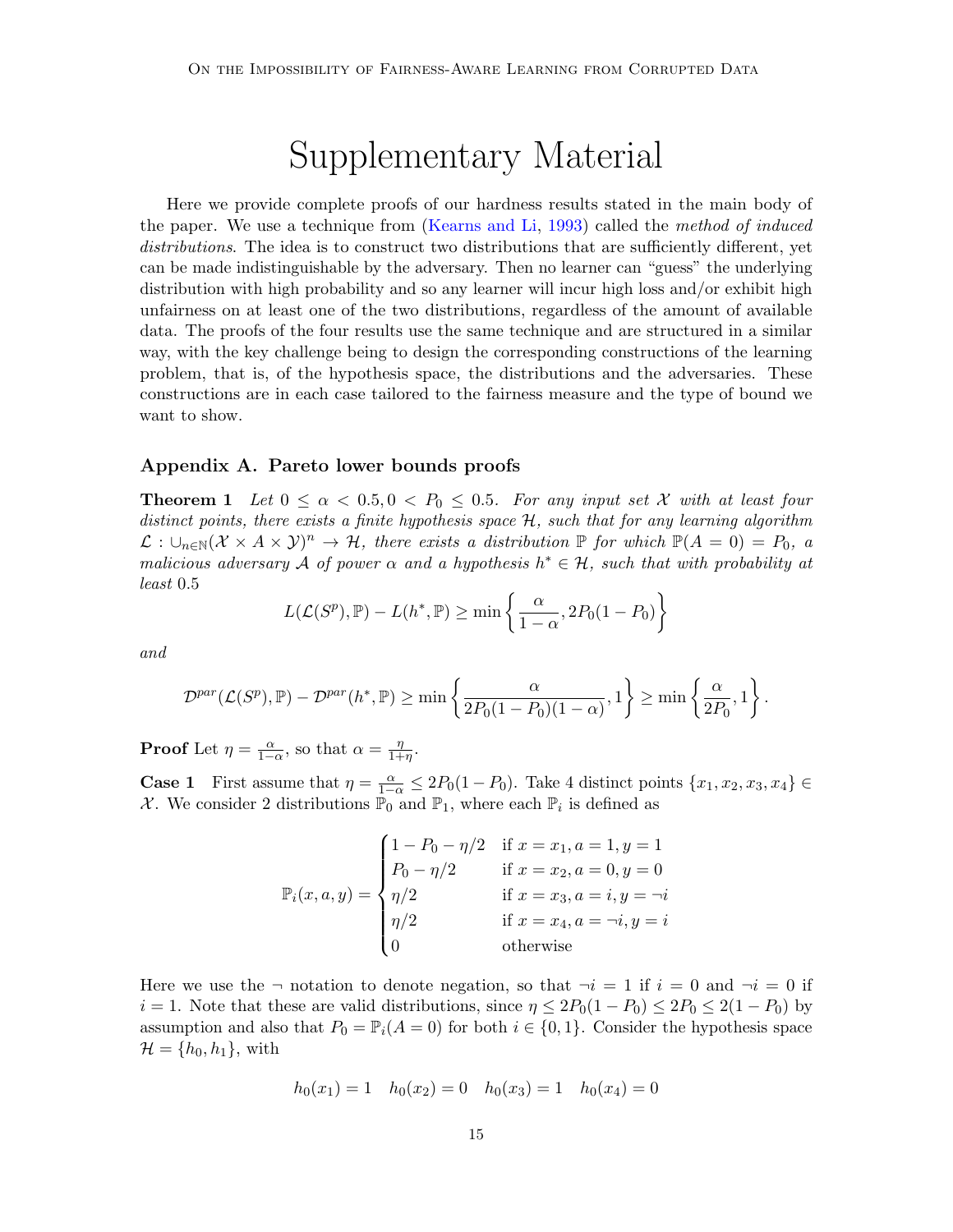# Supplementary Material

Here we provide complete proofs of our hardness results stated in the main body of the paper. We use a technique from (Kearns and Li, 1993) called the *method of induced distributions*. The idea is to construct two distributions that are sufficiently different, yet can be made indistinguishable by the adversary. Then no learner can "guess" the underlying distribution with high probability and so any learner will incur high loss and/or exhibit high unfairness on at least one of the two distributions, regardless of the amount of available data. The proofs of the four results use the same technique and are structured in a similar way, with the key challenge being to design the corresponding constructions of the learning problem, that is, of the hypothesis space, the distributions and the adversaries. These constructions are in each case tailored to the fairness measure and the type of bound we want to show.

## Appendix A. Pareto lower bounds proofs

**Theorem 1** *Let $0 \leq \alpha < 0.5, 0 < P_0 \leq 0.5$. For any input set $\mathcal{X}$ with at least four distinct points, there exists a finite hypothesis space $\mathcal{H}$, such that for any learning algorithm $\mathcal{L} : \cup_{n \in \mathbb{N}} (\mathcal{X} \times A \times \mathcal{Y})^n \to \mathcal{H}$, there exists a distribution $\mathbb{P}$ for which $\mathbb{P}(A = 0) = P_0$, a malicious adversary $\mathcal{A}$ of power $\alpha$ and a hypothesis $h^* \in \mathcal{H}$, such that with probability at least* 0.5

$$L(\mathcal{L}(S^p), \mathbb{P}) - L(h^*, \mathbb{P}) \geq \min\left\{\frac{\alpha}{1-\alpha}, 2P_0(1-P_0)\right\}$$

*and*

$$\mathcal{D}^{par}(\mathcal{L}(S^p), \mathbb{P}) - \mathcal{D}^{par}(h^*, \mathbb{P}) \geq \min\left\{\frac{\alpha}{2P_0(1-P_0)(1-\alpha)}, 1\right\} \geq \min\left\{\frac{\alpha}{2P_0}, 1\right\}.$$

**Proof** Let $\eta = \frac{\alpha}{1-\alpha}$, so that $\alpha = \frac{\eta}{1+\eta}$.

**Case 1** First assume that $\eta = \frac{\alpha}{1-\alpha} \leq 2P_0(1-P_0)$. Take 4 distinct points $\{x_1, x_2, x_3, x_4\} \in \mathcal{X}$. We consider 2 distributions $\mathbb{P}_0$ and $\mathbb{P}_1$, where each $\mathbb{P}_i$ is defined as

$$\mathbb{P}_i(x, a, y) = \begin{cases} 1 - P_0 - \eta/2 & \text{if } x = x_1, a = 1, y = 1 \\ P_0 - \eta/2 & \text{if } x = x_2, a = 0, y = 0 \\ \eta/2 & \text{if } x = x_3, a = i, y = \neg i \\ \eta/2 & \text{if } x = x_4, a = \neg i, y = i \\ 0 & \text{otherwise} \end{cases}$$

Here we use the $\neg$ notation to denote negation, so that $\neg i = 1$ if $i = 0$ and $\neg i = 0$ if $i = 1$. Note that these are valid distributions, since $\eta \leq 2P_0(1-P_0) \leq 2P_0 \leq 2(1-P_0)$ by assumption and also that $P_0 = \mathbb{P}_i(A = 0)$ for both $i \in \{0, 1\}$. Consider the hypothesis space $\mathcal{H} = \{h_0, h_1\}$, with

$$h_0(x_1) = 1 \quad h_0(x_2) = 0 \quad h_0(x_3) = 1 \quad h_0(x_4) = 0$$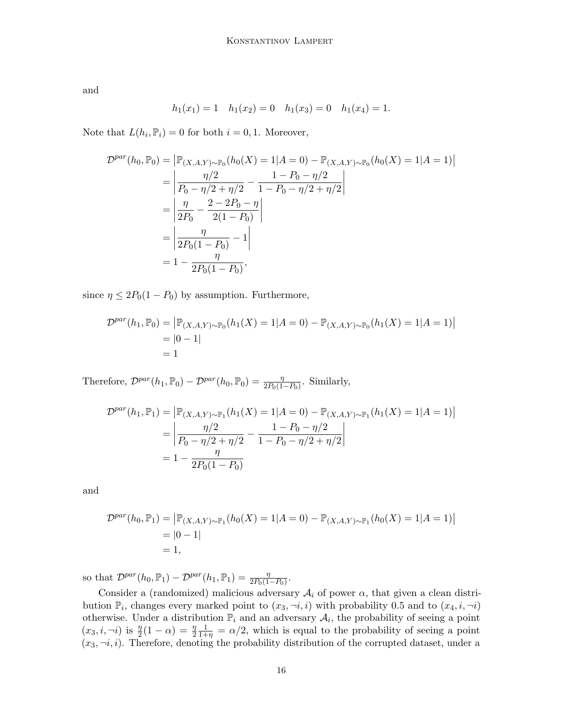and

$$h_1(x_1) = 1 \quad h_1(x_2) = 0 \quad h_1(x_3) = 0 \quad h_1(x_4) = 1.$$

Note that $L(h_i, \mathbb{P}_i) = 0$ for both $i = 0, 1$. Moreover,

$$\begin{aligned}
\mathcal{D}^{par}(h_0, \mathbb{P}_0) &= \left|\mathbb{P}_{(X,A,Y)\sim\mathbb{P}_0}(h_0(X) = 1|A = 0) - \mathbb{P}_{(X,A,Y)\sim\mathbb{P}_0}(h_0(X) = 1|A = 1)\right| \\
&= \left|\frac{\eta/2}{P_0 - \eta/2 + \eta/2} - \frac{1 - P_0 - \eta/2}{1 - P_0 - \eta/2 + \eta/2}\right| \\
&= \left|\frac{\eta}{2P_0} - \frac{2 - 2P_0 - \eta}{2(1 - P_0)}\right| \\
&= \left|\frac{\eta}{2P_0(1 - P_0)} - 1\right| \\
&= 1 - \frac{\eta}{2P_0(1 - P_0)},
\end{aligned}$$

since $\eta \leq 2P_0(1 - P_0)$ by assumption. Furthermore,

$$\begin{aligned}
\mathcal{D}^{par}(h_1, \mathbb{P}_0) &= \left|\mathbb{P}_{(X,A,Y)\sim\mathbb{P}_0}(h_1(X) = 1|A = 0) - \mathbb{P}_{(X,A,Y)\sim\mathbb{P}_0}(h_1(X) = 1|A = 1)\right| \\
&= |0 - 1| \\
&= 1
\end{aligned}$$

Therefore, $\mathcal{D}^{par}(h_1, \mathbb{P}_0) - \mathcal{D}^{par}(h_0, \mathbb{P}_0) = \frac{\eta}{2P_0(1-P_0)}$. Similarly,

$$\begin{aligned}
\mathcal{D}^{par}(h_1, \mathbb{P}_1) &= \left|\mathbb{P}_{(X,A,Y)\sim\mathbb{P}_1}(h_1(X) = 1|A = 0) - \mathbb{P}_{(X,A,Y)\sim\mathbb{P}_1}(h_1(X) = 1|A = 1)\right| \\
&= \left|\frac{\eta/2}{P_0 - \eta/2 + \eta/2} - \frac{1 - P_0 - \eta/2}{1 - P_0 - \eta/2 + \eta/2}\right| \\
&= 1 - \frac{\eta}{2P_0(1 - P_0)}
\end{aligned}$$

and

$$\begin{aligned}
\mathcal{D}^{par}(h_0, \mathbb{P}_1) &= \left|\mathbb{P}_{(X,A,Y)\sim\mathbb{P}_1}(h_0(X) = 1|A = 0) - \mathbb{P}_{(X,A,Y)\sim\mathbb{P}_1}(h_0(X) = 1|A = 1)\right| \\
&= |0 - 1| \\
&= 1,
\end{aligned}$$

so that $\mathcal{D}^{par}(h_0, \mathbb{P}_1) - \mathcal{D}^{par}(h_1, \mathbb{P}_1) = \frac{\eta}{2P_0(1-P_0)}$.

Consider a (randomized) malicious adversary $\mathcal{A}_i$ of power $\alpha$, that given a clean distribution $\mathbb{P}_i$, changes every marked point to $(x_3, \neg i, i)$ with probability 0.5 and to $(x_4, i, \neg i)$ otherwise. Under a distribution $\mathbb{P}_i$ and an adversary $\mathcal{A}_i$, the probability of seeing a point $(x_3, i, \neg i)$ is $\frac{\eta}{2}(1 - \alpha) = \frac{\eta}{2}\frac{1}{1+\eta} = \alpha/2$, which is equal to the probability of seeing a point $(x_3, \neg i, i)$. Therefore, denoting the probability distribution of the corrupted dataset, under a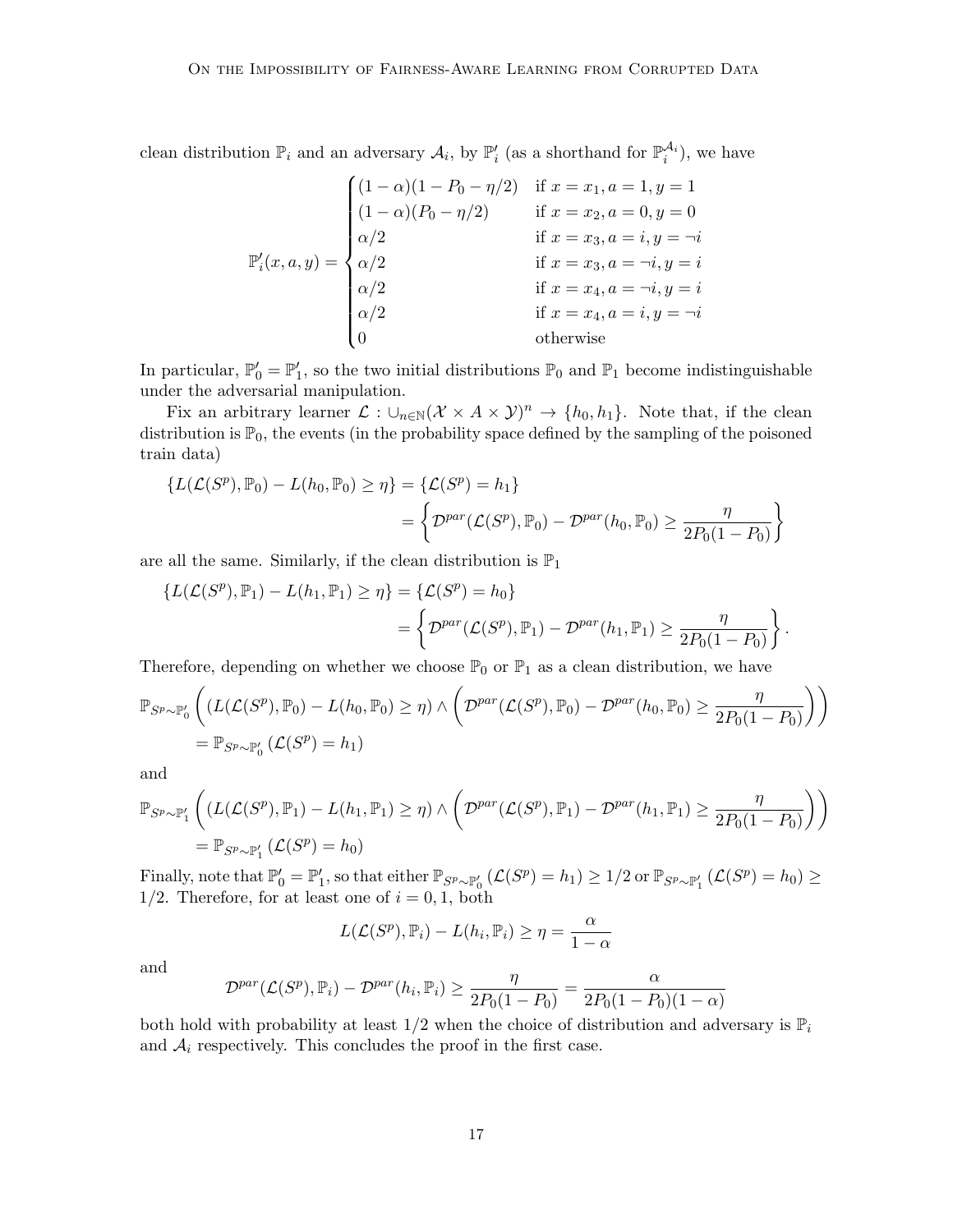clean distribution $\mathbb{P}_i$ and an adversary $\mathcal{A}_i$, by $\mathbb{P}'_i$ (as a shorthand for $\mathbb{P}_i^{\mathcal{A}_i}$), we have

$$
\mathbb{P}'_i(x, a, y) = \begin{cases} (1-\alpha)(1 - P_0 - \eta/2) & \text{if } x = x_1, a = 1, y = 1 \\ (1-\alpha)(P_0 - \eta/2) & \text{if } x = x_2, a = 0, y = 0 \\ \alpha/2 & \text{if } x = x_3, a = i, y = \neg i \\ \alpha/2 & \text{if } x = x_3, a = \neg i, y = i \\ \alpha/2 & \text{if } x = x_4, a = \neg i, y = i \\ \alpha/2 & \text{if } x = x_4, a = i, y = \neg i \\ 0 & \text{otherwise} \end{cases}
$$

In particular, $\mathbb{P}'_0 = \mathbb{P}'_1$, so the two initial distributions $\mathbb{P}_0$ and $\mathbb{P}_1$ become indistinguishable under the adversarial manipulation.

Fix an arbitrary learner $\mathcal{L} : \cup_{n \in \mathbb{N}} (\mathcal{X} \times A \times \mathcal{Y})^n \to \{h_0, h_1\}$. Note that, if the clean distribution is $\mathbb{P}_0$, the events (in the probability space defined by the sampling of the poisoned train data)

$$
\begin{aligned}
\{L(\mathcal{L}(S^p), \mathbb{P}_0) - L(h_0, \mathbb{P}_0) \geq \eta\} &= \{\mathcal{L}(S^p) = h_1\} \\
&= \left\{ \mathcal{D}^{par}(\mathcal{L}(S^p), \mathbb{P}_0) - \mathcal{D}^{par}(h_0, \mathbb{P}_0) \geq \frac{\eta}{2P_0(1-P_0)} \right\}
\end{aligned}
$$

are all the same. Similarly, if the clean distribution is $\mathbb{P}_1$

$$
\begin{aligned}
\{L(\mathcal{L}(S^p), \mathbb{P}_1) - L(h_1, \mathbb{P}_1) \geq \eta\} &= \{\mathcal{L}(S^p) = h_0\} \\
&= \left\{ \mathcal{D}^{par}(\mathcal{L}(S^p), \mathbb{P}_1) - \mathcal{D}^{par}(h_1, \mathbb{P}_1) \geq \frac{\eta}{2P_0(1-P_0)} \right\}.
\end{aligned}
$$

Therefore, depending on whether we choose $\mathbb{P}_0$ or $\mathbb{P}_1$ as a clean distribution, we have

$$
\begin{aligned}
&\mathbb{P}_{S^p \sim \mathbb{P}'_0} \left( (L(\mathcal{L}(S^p), \mathbb{P}_0) - L(h_0, \mathbb{P}_0) \geq \eta) \wedge \left( \mathcal{D}^{par}(\mathcal{L}(S^p), \mathbb{P}_0) - \mathcal{D}^{par}(h_0, \mathbb{P}_0) \geq \frac{\eta}{2P_0(1-P_0)} \right) \right) \\
&\quad = \mathbb{P}_{S^p \sim \mathbb{P}'_0} (\mathcal{L}(S^p) = h_1)
\end{aligned}
$$

and

$$
\begin{aligned}
&\mathbb{P}_{S^p \sim \mathbb{P}'_1} \left( (L(\mathcal{L}(S^p), \mathbb{P}_1) - L(h_1, \mathbb{P}_1) \geq \eta) \wedge \left( \mathcal{D}^{par}(\mathcal{L}(S^p), \mathbb{P}_1) - \mathcal{D}^{par}(h_1, \mathbb{P}_1) \geq \frac{\eta}{2P_0(1-P_0)} \right) \right) \\
&\quad = \mathbb{P}_{S^p \sim \mathbb{P}'_1} (\mathcal{L}(S^p) = h_0)
\end{aligned}
$$

Finally, note that $\mathbb{P}'_0 = \mathbb{P}'_1$, so that either $\mathbb{P}_{S^p \sim \mathbb{P}'_0} (\mathcal{L}(S^p) = h_1) \geq 1/2$ or $\mathbb{P}_{S^p \sim \mathbb{P}'_1} (\mathcal{L}(S^p) = h_0) \geq 1/2$. Therefore, for at least one of $i = 0, 1$, both

$$
L(\mathcal{L}(S^p), \mathbb{P}_i) - L(h_i, \mathbb{P}_i) \geq \eta = \frac{\alpha}{1-\alpha}
$$

and

$$
\mathcal{D}^{par}(\mathcal{L}(S^p), \mathbb{P}_i) - \mathcal{D}^{par}(h_i, \mathbb{P}_i) \geq \frac{\eta}{2P_0(1-P_0)} = \frac{\alpha}{2P_0(1-P_0)(1-\alpha)}
$$

both hold with probability at least $1/2$ when the choice of distribution and adversary is $\mathbb{P}_i$ and $\mathcal{A}_i$ respectively. This concludes the proof in the first case.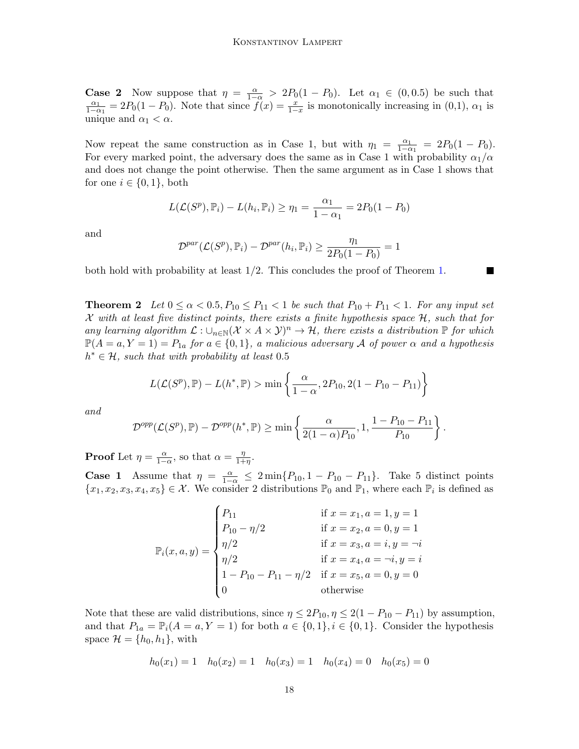**Case 2** Now suppose that $\eta = \frac{\alpha}{1-\alpha} > 2P_0(1-P_0)$. Let $\alpha_1 \in (0, 0.5)$ be such that $\frac{\alpha_1}{1-\alpha_1} = 2P_0(1-P_0)$. Note that since $f(x) = \frac{x}{1-x}$ is monotonically increasing in (0,1), $\alpha_1$ is unique and $\alpha_1 < \alpha$.

Now repeat the same construction as in Case 1, but with $\eta_1 = \frac{\alpha_1}{1-\alpha_1} = 2P_0(1-P_0)$. For every marked point, the adversary does the same as in Case 1 with probability $\alpha_1/\alpha$ and does not change the point otherwise. Then the same argument as in Case 1 shows that for one $i \in \{0, 1\}$, both

$$L(\mathcal{L}(S^p), \mathbb{P}_i) - L(h_i, \mathbb{P}_i) \geq \eta_1 = \frac{\alpha_1}{1-\alpha_1} = 2P_0(1-P_0)$$

and

$$\mathcal{D}^{par}(\mathcal{L}(S^p), \mathbb{P}_i) - \mathcal{D}^{par}(h_i, \mathbb{P}_i) \geq \frac{\eta_1}{2P_0(1-P_0)} = 1$$

both hold with probability at least 1/2. This concludes the proof of Theorem 1. ■

**Theorem 2** *Let $0 \leq \alpha < 0.5, P_{10} \leq P_{11} < 1$ be such that $P_{10} + P_{11} < 1$. For any input set $\mathcal{X}$ with at least five distinct points, there exists a finite hypothesis space $\mathcal{H}$, such that for any learning algorithm $\mathcal{L} : \cup_{n\in\mathbb{N}}(\mathcal{X} \times A \times \mathcal{Y})^n \to \mathcal{H}$, there exists a distribution $\mathbb{P}$ for which $\mathbb{P}(A = a, Y = 1) = P_{1a}$ for $a \in \{0, 1\}$, a malicious adversary $\mathcal{A}$ of power $\alpha$ and a hypothesis $h^* \in \mathcal{H}$, such that with probability at least 0.5*

$$L(\mathcal{L}(S^p), \mathbb{P}) - L(h^*, \mathbb{P}) > \min\left\{\frac{\alpha}{1-\alpha}, 2P_{10}, 2(1 - P_{10} - P_{11})\right\}$$

*and*

$$\mathcal{D}^{opp}(\mathcal{L}(S^p), \mathbb{P}) - \mathcal{D}^{opp}(h^*, \mathbb{P}) \geq \min\left\{\frac{\alpha}{2(1-\alpha)P_{10}}, 1, \frac{1 - P_{10} - P_{11}}{P_{10}}\right\}.$$

**Proof** Let $\eta = \frac{\alpha}{1-\alpha}$, so that $\alpha = \frac{\eta}{1+\eta}$.

**Case 1** Assume that $\eta = \frac{\alpha}{1-\alpha} \leq 2\min\{P_{10}, 1 - P_{10} - P_{11}\}$. Take 5 distinct points $\{x_1, x_2, x_3, x_4, x_5\} \in \mathcal{X}$. We consider 2 distributions $\mathbb{P}_0$ and $\mathbb{P}_1$, where each $\mathbb{P}_i$ is defined as

$$\mathbb{P}_i(x, a, y) = \begin{cases} P_{11} & \text{if } x = x_1, a = 1, y = 1 \\ P_{10} - \eta/2 & \text{if } x = x_2, a = 0, y = 1 \\ \eta/2 & \text{if } x = x_3, a = i, y = \neg i \\ \eta/2 & \text{if } x = x_4, a = \neg i, y = i \\ 1 - P_{10} - P_{11} - \eta/2 & \text{if } x = x_5, a = 0, y = 0 \\ 0 & \text{otherwise} \end{cases}$$

Note that these are valid distributions, since $\eta \leq 2P_{10}, \eta \leq 2(1 - P_{10} - P_{11})$ by assumption, and that $P_{1a} = \mathbb{P}_i(A = a, Y = 1)$ for both $a \in \{0, 1\}, i \in \{0, 1\}$. Consider the hypothesis space $\mathcal{H} = \{h_0, h_1\}$, with

$$h_0(x_1) = 1 \quad h_0(x_2) = 1 \quad h_0(x_3) = 1 \quad h_0(x_4) = 0 \quad h_0(x_5) = 0$$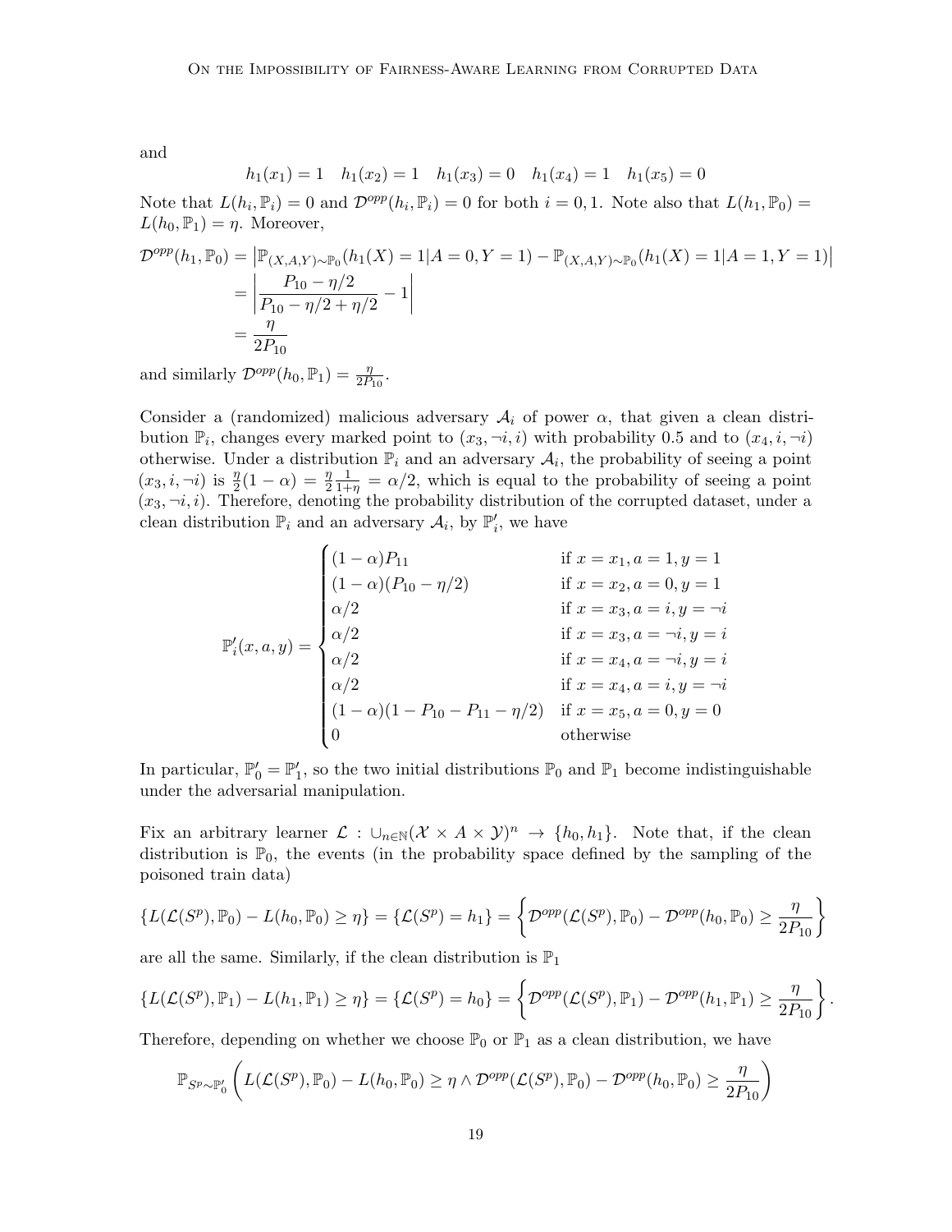and

$$h_1(x_1) = 1 \quad h_1(x_2) = 1 \quad h_1(x_3) = 0 \quad h_1(x_4) = 1 \quad h_1(x_5) = 0$$

Note that $L(h_i, \mathbb{P}_i) = 0$ and $\mathcal{D}^{opp}(h_i, \mathbb{P}_i) = 0$ for both $i = 0, 1$. Note also that $L(h_1, \mathbb{P}_0) = L(h_0, \mathbb{P}_1) = \eta$. Moreover,

$$\begin{aligned}
\mathcal{D}^{opp}(h_1, \mathbb{P}_0) &= \left| \mathbb{P}_{(X,A,Y)\sim\mathbb{P}_0}(h_1(X) = 1 | A = 0, Y = 1) - \mathbb{P}_{(X,A,Y)\sim\mathbb{P}_0}(h_1(X) = 1 | A = 1, Y = 1) \right| \\
&= \left| \frac{P_{10} - \eta/2}{P_{10} - \eta/2 + \eta/2} - 1 \right| \\
&= \frac{\eta}{2P_{10}}
\end{aligned}$$

and similarly $\mathcal{D}^{opp}(h_0, \mathbb{P}_1) = \frac{\eta}{2P_{10}}$.

Consider a (randomized) malicious adversary $\mathcal{A}_i$ of power $\alpha$, that given a clean distribution $\mathbb{P}_i$, changes every marked point to $(x_3, \neg i, i)$ with probability 0.5 and to $(x_4, i, \neg i)$ otherwise. Under a distribution $\mathbb{P}_i$ and an adversary $\mathcal{A}_i$, the probability of seeing a point $(x_3, i, \neg i)$ is $\frac{\eta}{2}(1-\alpha) = \frac{\eta}{2}\frac{1}{1+\eta} = \alpha/2$, which is equal to the probability of seeing a point $(x_3, \neg i, i)$. Therefore, denoting the probability distribution of the corrupted dataset, under a clean distribution $\mathbb{P}_i$ and an adversary $\mathcal{A}_i$, by $\mathbb{P}'_i$, we have

$$\mathbb{P}'_i(x, a, y) = \begin{cases}
(1-\alpha)P_{11} & \text{if } x = x_1, a = 1, y = 1 \\
(1-\alpha)(P_{10} - \eta/2) & \text{if } x = x_2, a = 0, y = 1 \\
\alpha/2 & \text{if } x = x_3, a = i, y = \neg i \\
\alpha/2 & \text{if } x = x_3, a = \neg i, y = i \\
\alpha/2 & \text{if } x = x_4, a = \neg i, y = i \\
\alpha/2 & \text{if } x = x_4, a = i, y = \neg i \\
(1-\alpha)(1 - P_{10} - P_{11} - \eta/2) & \text{if } x = x_5, a = 0, y = 0 \\
0 & \text{otherwise}
\end{cases}$$

In particular, $\mathbb{P}'_0 = \mathbb{P}'_1$, so the two initial distributions $\mathbb{P}_0$ and $\mathbb{P}_1$ become indistinguishable under the adversarial manipulation.

Fix an arbitrary learner $\mathcal{L} : \cup_{n\in\mathbb{N}}(\mathcal{X} \times A \times \mathcal{Y})^n \to \{h_0, h_1\}$. Note that, if the clean distribution is $\mathbb{P}_0$, the events (in the probability space defined by the sampling of the poisoned train data)

$$\{L(\mathcal{L}(S^p), \mathbb{P}_0) - L(h_0, \mathbb{P}_0) \geq \eta\} = \{\mathcal{L}(S^p) = h_1\} = \left\{ \mathcal{D}^{opp}(\mathcal{L}(S^p), \mathbb{P}_0) - \mathcal{D}^{opp}(h_0, \mathbb{P}_0) \geq \frac{\eta}{2P_{10}} \right\}$$

are all the same. Similarly, if the clean distribution is $\mathbb{P}_1$

$$\{L(\mathcal{L}(S^p), \mathbb{P}_1) - L(h_1, \mathbb{P}_1) \geq \eta\} = \{\mathcal{L}(S^p) = h_0\} = \left\{ \mathcal{D}^{opp}(\mathcal{L}(S^p), \mathbb{P}_1) - \mathcal{D}^{opp}(h_1, \mathbb{P}_1) \geq \frac{\eta}{2P_{10}} \right\}.$$

Therefore, depending on whether we choose $\mathbb{P}_0$ or $\mathbb{P}_1$ as a clean distribution, we have

$$\mathbb{P}_{S^p\sim\mathbb{P}'_0}\left( L(\mathcal{L}(S^p), \mathbb{P}_0) - L(h_0, \mathbb{P}_0) \geq \eta \wedge \mathcal{D}^{opp}(\mathcal{L}(S^p), \mathbb{P}_0) - \mathcal{D}^{opp}(h_0, \mathbb{P}_0) \geq \frac{\eta}{2P_{10}} \right)$$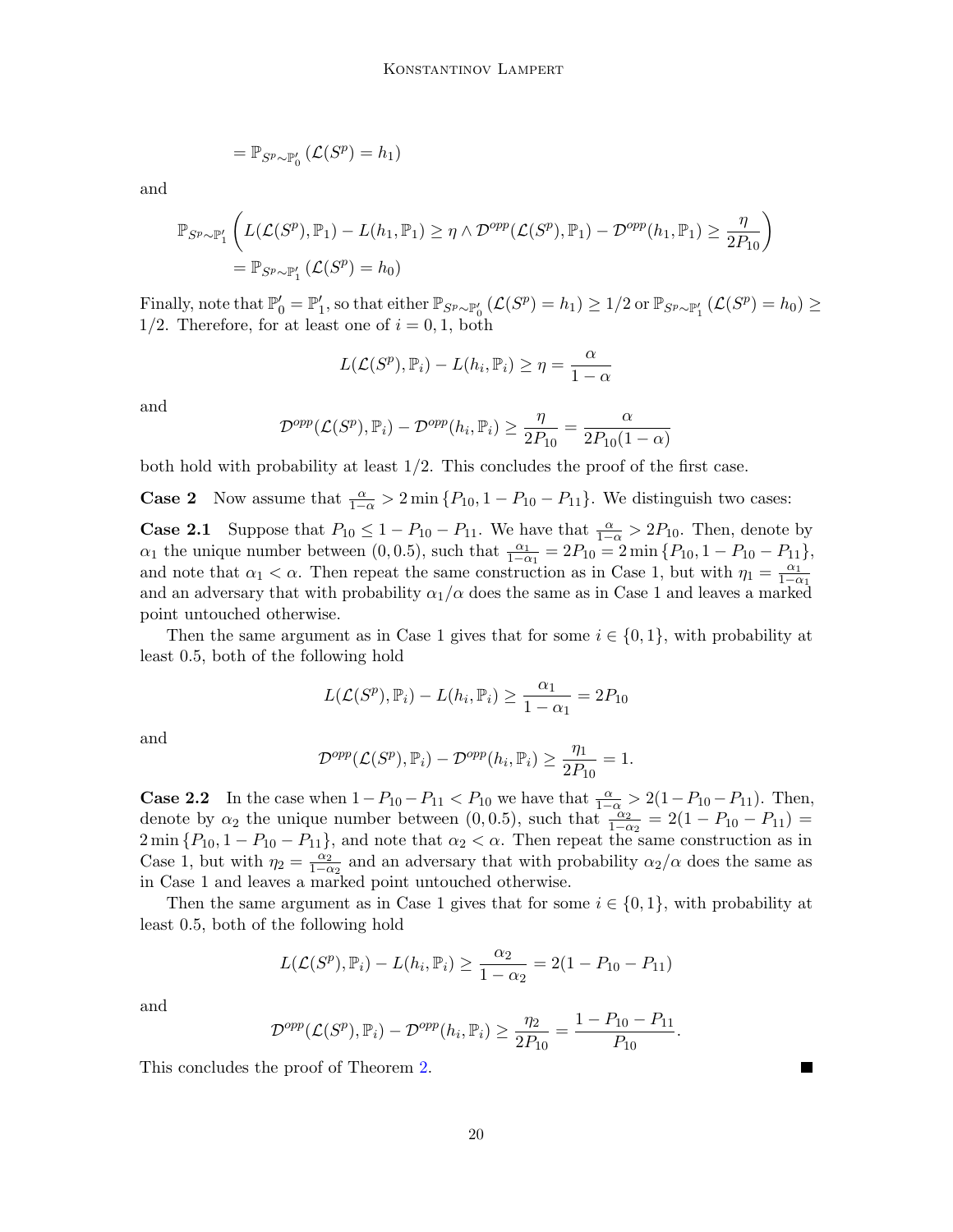$$= \mathbb{P}_{S^p \sim \mathbb{P}'_0} \left( \mathcal{L}(S^p) = h_1 \right)$$

and

$$\mathbb{P}_{S^p \sim \mathbb{P}'_1} \left( L(\mathcal{L}(S^p), \mathbb{P}_1) - L(h_1, \mathbb{P}_1) \geq \eta \wedge \mathcal{D}^{opp}(\mathcal{L}(S^p), \mathbb{P}_1) - \mathcal{D}^{opp}(h_1, \mathbb{P}_1) \geq \frac{\eta}{2P_{10}} \right)$$
$$= \mathbb{P}_{S^p \sim \mathbb{P}'_1} \left( \mathcal{L}(S^p) = h_0 \right)$$

Finally, note that $\mathbb{P}'_0 = \mathbb{P}'_1$, so that either $\mathbb{P}_{S^p \sim \mathbb{P}'_0} \left( \mathcal{L}(S^p) = h_1 \right) \geq 1/2$ or $\mathbb{P}_{S^p \sim \mathbb{P}'_1} \left( \mathcal{L}(S^p) = h_0 \right) \geq 1/2$. Therefore, for at least one of $i = 0, 1$, both

$$L(\mathcal{L}(S^p), \mathbb{P}_i) - L(h_i, \mathbb{P}_i) \geq \eta = \frac{\alpha}{1 - \alpha}$$

and

$$\mathcal{D}^{opp}(\mathcal{L}(S^p), \mathbb{P}_i) - \mathcal{D}^{opp}(h_i, \mathbb{P}_i) \geq \frac{\eta}{2P_{10}} = \frac{\alpha}{2P_{10}(1 - \alpha)}$$

both hold with probability at least 1/2. This concludes the proof of the first case.

**Case 2** Now assume that $\frac{\alpha}{1-\alpha} > 2 \min \{P_{10}, 1 - P_{10} - P_{11}\}$. We distinguish two cases:

**Case 2.1** Suppose that $P_{10} \leq 1 - P_{10} - P_{11}$. We have that $\frac{\alpha}{1-\alpha} > 2P_{10}$. Then, denote by $\alpha_1$ the unique number between $(0, 0.5)$, such that $\frac{\alpha_1}{1-\alpha_1} = 2P_{10} = 2 \min \{P_{10}, 1 - P_{10} - P_{11}\}$, and note that $\alpha_1 < \alpha$. Then repeat the same construction as in Case 1, but with $\eta_1 = \frac{\alpha_1}{1-\alpha_1}$ and an adversary that with probability $\alpha_1/\alpha$ does the same as in Case 1 and leaves a marked point untouched otherwise.

Then the same argument as in Case 1 gives that for some $i \in \{0, 1\}$, with probability at least 0.5, both of the following hold

$$L(\mathcal{L}(S^p), \mathbb{P}_i) - L(h_i, \mathbb{P}_i) \geq \frac{\alpha_1}{1 - \alpha_1} = 2P_{10}$$

and

$$\mathcal{D}^{opp}(\mathcal{L}(S^p), \mathbb{P}_i) - \mathcal{D}^{opp}(h_i, \mathbb{P}_i) \geq \frac{\eta_1}{2P_{10}} = 1.$$

**Case 2.2** In the case when $1 - P_{10} - P_{11} < P_{10}$ we have that $\frac{\alpha}{1-\alpha} > 2(1 - P_{10} - P_{11})$. Then, denote by $\alpha_2$ the unique number between $(0, 0.5)$, such that $\frac{\alpha_2}{1-\alpha_2} = 2(1 - P_{10} - P_{11}) = 2 \min \{P_{10}, 1 - P_{10} - P_{11}\}$, and note that $\alpha_2 < \alpha$. Then repeat the same construction as in Case 1, but with $\eta_2 = \frac{\alpha_2}{1-\alpha_2}$ and an adversary that with probability $\alpha_2/\alpha$ does the same as in Case 1 and leaves a marked point untouched otherwise.

Then the same argument as in Case 1 gives that for some $i \in \{0, 1\}$, with probability at least 0.5, both of the following hold

$$L(\mathcal{L}(S^p), \mathbb{P}_i) - L(h_i, \mathbb{P}_i) \geq \frac{\alpha_2}{1 - \alpha_2} = 2(1 - P_{10} - P_{11})$$

and

$$\mathcal{D}^{opp}(\mathcal{L}(S^p), \mathbb{P}_i) - \mathcal{D}^{opp}(h_i, \mathbb{P}_i) \geq \frac{\eta_2}{2P_{10}} = \frac{1 - P_{10} - P_{11}}{P_{10}}.$$

This concludes the proof of Theorem 2. ∎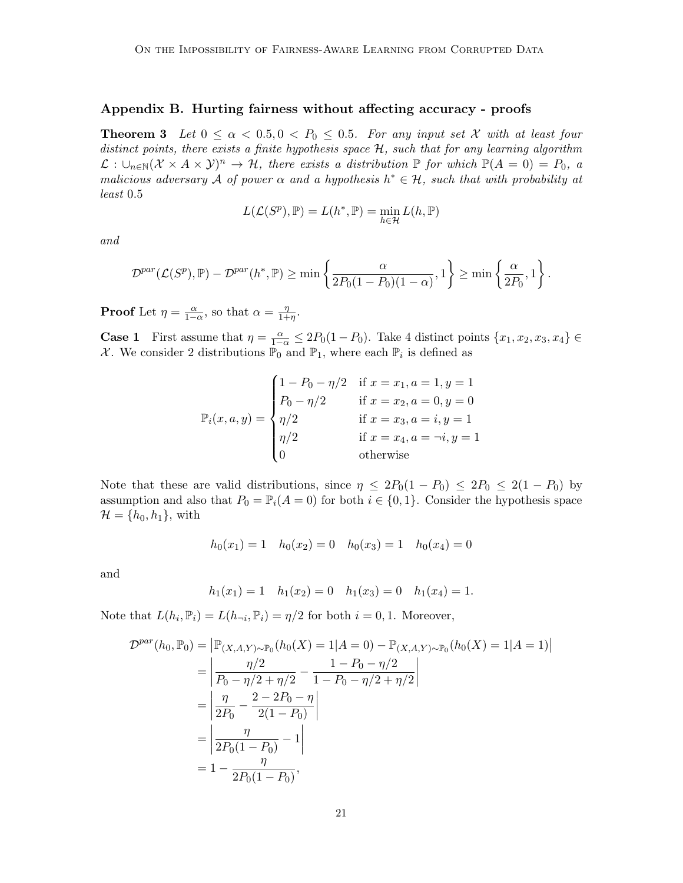## Appendix B. Hurting fairness without affecting accuracy - proofs

**Theorem 3** *Let $0 \leq \alpha < 0.5, 0 < P_0 \leq 0.5$. For any input set $\mathcal{X}$ with at least four distinct points, there exists a finite hypothesis space $\mathcal{H}$, such that for any learning algorithm $\mathcal{L} : \cup_{n\in\mathbb{N}}(\mathcal{X} \times A \times \mathcal{Y})^n \to \mathcal{H}$, there exists a distribution $\mathbb{P}$ for which $\mathbb{P}(A = 0) = P_0$, a malicious adversary $\mathcal{A}$ of power $\alpha$ and a hypothesis $h^* \in \mathcal{H}$, such that with probability at least* 0.5

$$L(\mathcal{L}(S^p), \mathbb{P}) = L(h^*, \mathbb{P}) = \min_{h\in\mathcal{H}} L(h, \mathbb{P})$$

*and*

$$\mathcal{D}^{par}(\mathcal{L}(S^p), \mathbb{P}) - \mathcal{D}^{par}(h^*, \mathbb{P}) \geq \min\left\{\frac{\alpha}{2P_0(1-P_0)(1-\alpha)}, 1\right\} \geq \min\left\{\frac{\alpha}{2P_0}, 1\right\}.$$

**Proof** Let $\eta = \frac{\alpha}{1-\alpha}$, so that $\alpha = \frac{\eta}{1+\eta}$.

**Case 1** First assume that $\eta = \frac{\alpha}{1-\alpha} \leq 2P_0(1-P_0)$. Take 4 distinct points $\{x_1, x_2, x_3, x_4\} \in \mathcal{X}$. We consider 2 distributions $\mathbb{P}_0$ and $\mathbb{P}_1$, where each $\mathbb{P}_i$ is defined as

$$\mathbb{P}_i(x, a, y) = \begin{cases} 1 - P_0 - \eta/2 & \text{if } x = x_1, a = 1, y = 1 \\ P_0 - \eta/2 & \text{if } x = x_2, a = 0, y = 0 \\ \eta/2 & \text{if } x = x_3, a = i, y = 1 \\ \eta/2 & \text{if } x = x_4, a = \neg i, y = 1 \\ 0 & \text{otherwise} \end{cases}$$

Note that these are valid distributions, since $\eta \leq 2P_0(1-P_0) \leq 2P_0 \leq 2(1-P_0)$ by assumption and also that $P_0 = \mathbb{P}_i(A = 0)$ for both $i \in \{0, 1\}$. Consider the hypothesis space $\mathcal{H} = \{h_0, h_1\}$, with

$$h_0(x_1) = 1 \quad h_0(x_2) = 0 \quad h_0(x_3) = 1 \quad h_0(x_4) = 0$$

and

$$h_1(x_1) = 1 \quad h_1(x_2) = 0 \quad h_1(x_3) = 0 \quad h_1(x_4) = 1.$$

Note that $L(h_i, \mathbb{P}_i) = L(h_{\neg i}, \mathbb{P}_i) = \eta/2$ for both $i = 0, 1$. Moreover,

$$\begin{aligned}
\mathcal{D}^{par}(h_0, \mathbb{P}_0) &= \left|\mathbb{P}_{(X,A,Y)\sim\mathbb{P}_0}(h_0(X) = 1|A = 0) - \mathbb{P}_{(X,A,Y)\sim\mathbb{P}_0}(h_0(X) = 1|A = 1)\right| \\
&= \left|\frac{\eta/2}{P_0 - \eta/2 + \eta/2} - \frac{1 - P_0 - \eta/2}{1 - P_0 - \eta/2 + \eta/2}\right| \\
&= \left|\frac{\eta}{2P_0} - \frac{2 - 2P_0 - \eta}{2(1-P_0)}\right| \\
&= \left|\frac{\eta}{2P_0(1-P_0)} - 1\right| \\
&= 1 - \frac{\eta}{2P_0(1-P_0)},
\end{aligned}$$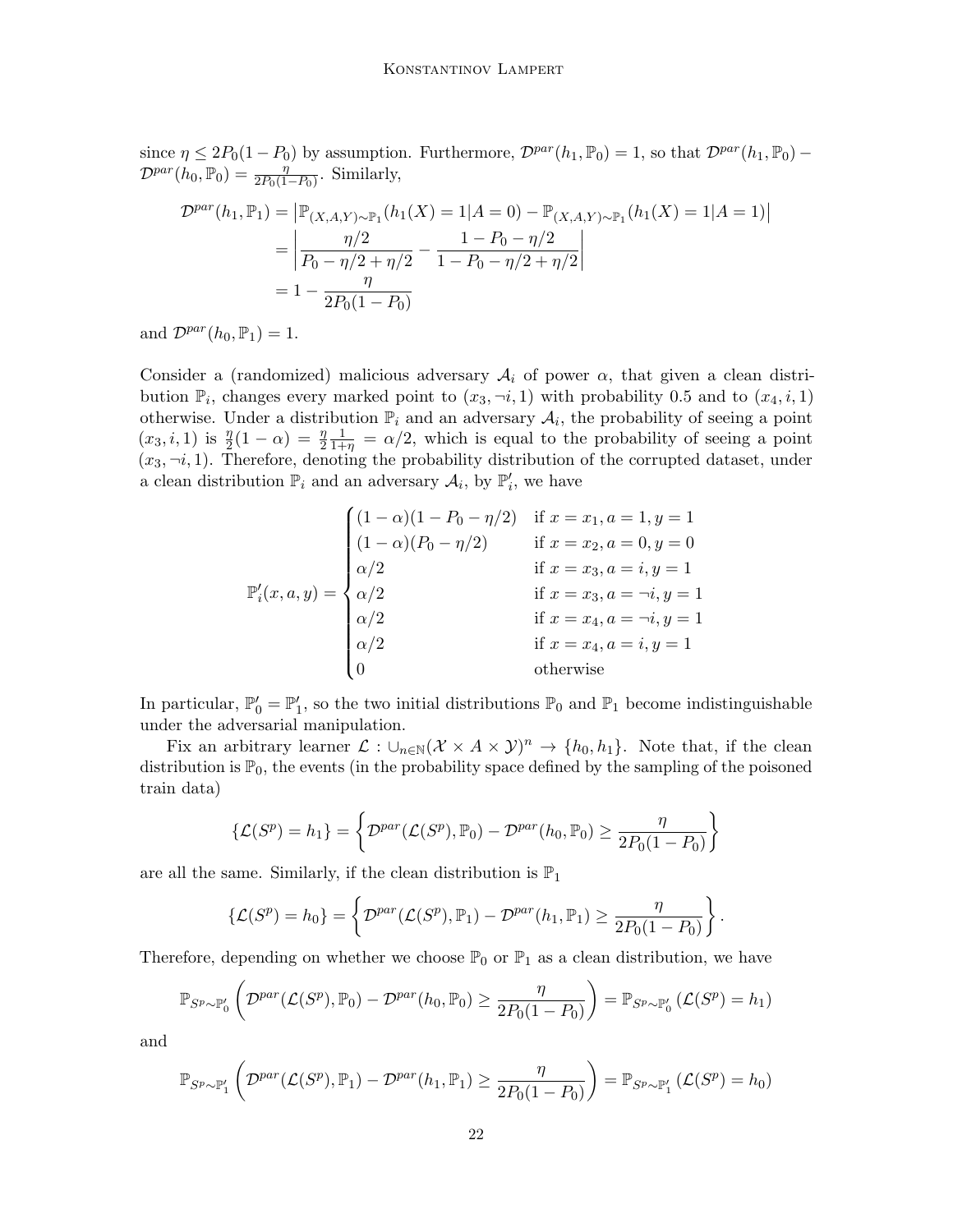since $\eta \leq 2P_0(1-P_0)$ by assumption. Furthermore, $\mathcal{D}^{par}(h_1, \mathbb{P}_0) = 1$, so that $\mathcal{D}^{par}(h_1, \mathbb{P}_0) - \mathcal{D}^{par}(h_0, \mathbb{P}_0) = \frac{\eta}{2P_0(1-P_0)}$. Similarly,

$$
\begin{aligned}
\mathcal{D}^{par}(h_1, \mathbb{P}_1) &= \left|\mathbb{P}_{(X,A,Y)\sim\mathbb{P}_1}(h_1(X) = 1|A = 0) - \mathbb{P}_{(X,A,Y)\sim\mathbb{P}_1}(h_1(X) = 1|A = 1)\right| \\
&= \left|\frac{\eta/2}{P_0 - \eta/2 + \eta/2} - \frac{1 - P_0 - \eta/2}{1 - P_0 - \eta/2 + \eta/2}\right| \\
&= 1 - \frac{\eta}{2P_0(1-P_0)}
\end{aligned}
$$

and $\mathcal{D}^{par}(h_0, \mathbb{P}_1) = 1$.

Consider a (randomized) malicious adversary $\mathcal{A}_i$ of power $\alpha$, that given a clean distribution $\mathbb{P}_i$, changes every marked point to $(x_3, \neg i, 1)$ with probability 0.5 and to $(x_4, i, 1)$ otherwise. Under a distribution $\mathbb{P}_i$ and an adversary $\mathcal{A}_i$, the probability of seeing a point $(x_3, i, 1)$ is $\frac{\eta}{2}(1-\alpha) = \frac{\eta}{2}\frac{1}{1+\eta} = \alpha/2$, which is equal to the probability of seeing a point $(x_3, \neg i, 1)$. Therefore, denoting the probability distribution of the corrupted dataset, under a clean distribution $\mathbb{P}_i$ and an adversary $\mathcal{A}_i$, by $\mathbb{P}'_i$, we have

$$
\mathbb{P}'_i(x, a, y) = \begin{cases}
(1-\alpha)(1 - P_0 - \eta/2) & \text{if } x = x_1, a = 1, y = 1 \\
(1-\alpha)(P_0 - \eta/2) & \text{if } x = x_2, a = 0, y = 0 \\
\alpha/2 & \text{if } x = x_3, a = i, y = 1 \\
\alpha/2 & \text{if } x = x_3, a = \neg i, y = 1 \\
\alpha/2 & \text{if } x = x_4, a = \neg i, y = 1 \\
\alpha/2 & \text{if } x = x_4, a = i, y = 1 \\
0 & \text{otherwise}
\end{cases}
$$

In particular, $\mathbb{P}'_0 = \mathbb{P}'_1$, so the two initial distributions $\mathbb{P}_0$ and $\mathbb{P}_1$ become indistinguishable under the adversarial manipulation.

Fix an arbitrary learner $\mathcal{L} : \cup_{n\in\mathbb{N}}(\mathcal{X} \times A \times \mathcal{Y})^n \to \{h_0, h_1\}$. Note that, if the clean distribution is $\mathbb{P}_0$, the events (in the probability space defined by the sampling of the poisoned train data)

$$
\{\mathcal{L}(S^p) = h_1\} = \left\{\mathcal{D}^{par}(\mathcal{L}(S^p), \mathbb{P}_0) - \mathcal{D}^{par}(h_0, \mathbb{P}_0) \geq \frac{\eta}{2P_0(1-P_0)}\right\}
$$

are all the same. Similarly, if the clean distribution is $\mathbb{P}_1$

$$
\{\mathcal{L}(S^p) = h_0\} = \left\{\mathcal{D}^{par}(\mathcal{L}(S^p), \mathbb{P}_1) - \mathcal{D}^{par}(h_1, \mathbb{P}_1) \geq \frac{\eta}{2P_0(1-P_0)}\right\}.
$$

Therefore, depending on whether we choose $\mathbb{P}_0$ or $\mathbb{P}_1$ as a clean distribution, we have

$$
\mathbb{P}_{S^p\sim\mathbb{P}'_0}\left(\mathcal{D}^{par}(\mathcal{L}(S^p), \mathbb{P}_0) - \mathcal{D}^{par}(h_0, \mathbb{P}_0) \geq \frac{\eta}{2P_0(1-P_0)}\right) = \mathbb{P}_{S^p\sim\mathbb{P}'_0}\left(\mathcal{L}(S^p) = h_1\right)
$$

and

$$
\mathbb{P}_{S^p\sim\mathbb{P}'_1}\left(\mathcal{D}^{par}(\mathcal{L}(S^p), \mathbb{P}_1) - \mathcal{D}^{par}(h_1, \mathbb{P}_1) \geq \frac{\eta}{2P_0(1-P_0)}\right) = \mathbb{P}_{S^p\sim\mathbb{P}'_1}\left(\mathcal{L}(S^p) = h_0\right)
$$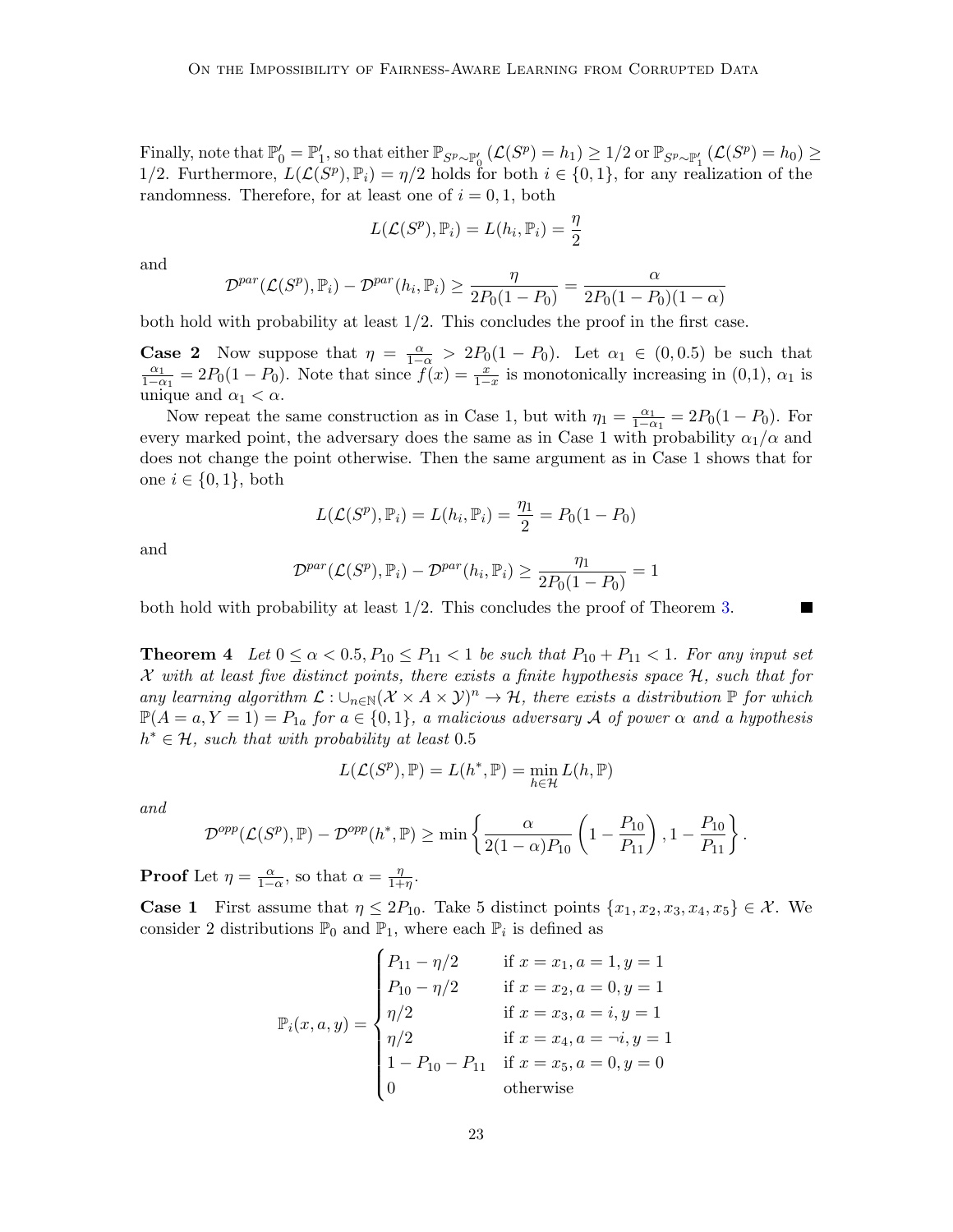Finally, note that $\mathbb{P}'_0 = \mathbb{P}'_1$, so that either $\mathbb{P}_{S^p \sim \mathbb{P}'_0}(\mathcal{L}(S^p) = h_1) \geq 1/2$ or $\mathbb{P}_{S^p \sim \mathbb{P}'_1}(\mathcal{L}(S^p) = h_0) \geq 1/2$. Furthermore, $L(\mathcal{L}(S^p), \mathbb{P}_i) = \eta/2$ holds for both $i \in \{0, 1\}$, for any realization of the randomness. Therefore, for at least one of $i = 0, 1$, both

$$L(\mathcal{L}(S^p), \mathbb{P}_i) = L(h_i, \mathbb{P}_i) = \frac{\eta}{2}$$

and

$$\mathcal{D}^{par}(\mathcal{L}(S^p), \mathbb{P}_i) - \mathcal{D}^{par}(h_i, \mathbb{P}_i) \geq \frac{\eta}{2P_0(1-P_0)} = \frac{\alpha}{2P_0(1-P_0)(1-\alpha)}$$

both hold with probability at least $1/2$. This concludes the proof in the first case.

**Case 2** Now suppose that $\eta = \frac{\alpha}{1-\alpha} > 2P_0(1-P_0)$. Let $\alpha_1 \in (0, 0.5)$ be such that $\frac{\alpha_1}{1-\alpha_1} = 2P_0(1-P_0)$. Note that since $f(x) = \frac{x}{1-x}$ is monotonically increasing in (0,1), $\alpha_1$ is unique and $\alpha_1 < \alpha$.

Now repeat the same construction as in Case 1, but with $\eta_1 = \frac{\alpha_1}{1-\alpha_1} = 2P_0(1-P_0)$. For every marked point, the adversary does the same as in Case 1 with probability $\alpha_1/\alpha$ and does not change the point otherwise. Then the same argument as in Case 1 shows that for one $i \in \{0, 1\}$, both

$$L(\mathcal{L}(S^p), \mathbb{P}_i) = L(h_i, \mathbb{P}_i) = \frac{\eta_1}{2} = P_0(1-P_0)$$

and

$$\mathcal{D}^{par}(\mathcal{L}(S^p), \mathbb{P}_i) - \mathcal{D}^{par}(h_i, \mathbb{P}_i) \geq \frac{\eta_1}{2P_0(1-P_0)} = 1$$

both hold with probability at least $1/2$. This concludes the proof of Theorem 3. ∎

**Theorem 4** *Let $0 \leq \alpha < 0.5, P_{10} \leq P_{11} < 1$ be such that $P_{10} + P_{11} < 1$. For any input set $\mathcal{X}$ with at least five distinct points, there exists a finite hypothesis space $\mathcal{H}$, such that for any learning algorithm $\mathcal{L} : \cup_{n\in\mathbb{N}}(\mathcal{X} \times A \times \mathcal{Y})^n \to \mathcal{H}$, there exists a distribution $\mathbb{P}$ for which $\mathbb{P}(A = a, Y = 1) = P_{1a}$ for $a \in \{0, 1\}$, a malicious adversary $\mathcal{A}$ of power $\alpha$ and a hypothesis $h^* \in \mathcal{H}$, such that with probability at least* 0.5

$$L(\mathcal{L}(S^p), \mathbb{P}) = L(h^*, \mathbb{P}) = \min_{h\in\mathcal{H}} L(h, \mathbb{P})$$

*and*

$$\mathcal{D}^{opp}(\mathcal{L}(S^p), \mathbb{P}) - \mathcal{D}^{opp}(h^*, \mathbb{P}) \geq \min\left\{\frac{\alpha}{2(1-\alpha)P_{10}}\left(1 - \frac{P_{10}}{P_{11}}\right), 1 - \frac{P_{10}}{P_{11}}\right\}.$$

**Proof** Let $\eta = \frac{\alpha}{1-\alpha}$, so that $\alpha = \frac{\eta}{1+\eta}$.

**Case 1** First assume that $\eta \leq 2P_{10}$. Take 5 distinct points $\{x_1, x_2, x_3, x_4, x_5\} \in \mathcal{X}$. We consider 2 distributions $\mathbb{P}_0$ and $\mathbb{P}_1$, where each $\mathbb{P}_i$ is defined as

$$\mathbb{P}_i(x, a, y) = \begin{cases} P_{11} - \eta/2 & \text{if } x = x_1, a = 1, y = 1 \\ P_{10} - \eta/2 & \text{if } x = x_2, a = 0, y = 1 \\ \eta/2 & \text{if } x = x_3, a = i, y = 1 \\ \eta/2 & \text{if } x = x_4, a = \neg i, y = 1 \\ 1 - P_{10} - P_{11} & \text{if } x = x_5, a = 0, y = 0 \\ 0 & \text{otherwise} \end{cases}$$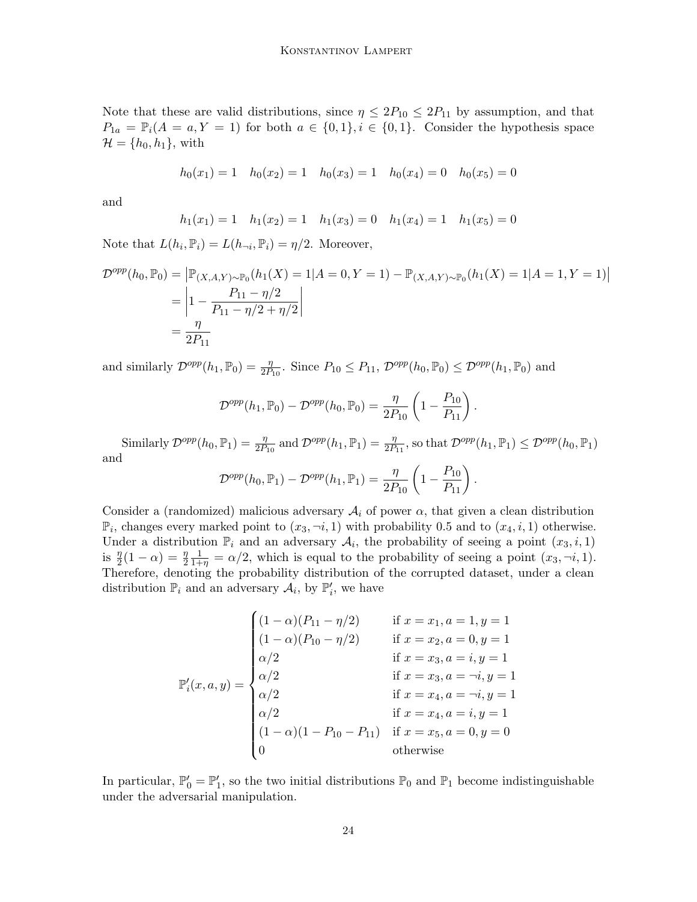Note that these are valid distributions, since $\eta \leq 2P_{10} \leq 2P_{11}$ by assumption, and that $P_{1a} = \mathbb{P}_i(A = a, Y = 1)$ for both $a \in \{0, 1\}, i \in \{0, 1\}$. Consider the hypothesis space $\mathcal{H} = \{h_0, h_1\}$, with

$$h_0(x_1) = 1 \quad h_0(x_2) = 1 \quad h_0(x_3) = 1 \quad h_0(x_4) = 0 \quad h_0(x_5) = 0$$

and

$$h_1(x_1) = 1 \quad h_1(x_2) = 1 \quad h_1(x_3) = 0 \quad h_1(x_4) = 1 \quad h_1(x_5) = 0$$

Note that $L(h_i, \mathbb{P}_i) = L(h_{\neg i}, \mathbb{P}_i) = \eta/2$. Moreover,

$$\begin{aligned}
\mathcal{D}^{opp}(h_0, \mathbb{P}_0) &= \left|\mathbb{P}_{(X,A,Y)\sim\mathbb{P}_0}(h_1(X) = 1|A = 0, Y = 1) - \mathbb{P}_{(X,A,Y)\sim\mathbb{P}_0}(h_1(X) = 1|A = 1, Y = 1)\right| \\
&= \left|1 - \frac{P_{11} - \eta/2}{P_{11} - \eta/2 + \eta/2}\right| \\
&= \frac{\eta}{2P_{11}}
\end{aligned}$$

and similarly $\mathcal{D}^{opp}(h_1, \mathbb{P}_0) = \frac{\eta}{2P_{10}}$. Since $P_{10} \leq P_{11}$, $\mathcal{D}^{opp}(h_0, \mathbb{P}_0) \leq \mathcal{D}^{opp}(h_1, \mathbb{P}_0)$ and

$$\mathcal{D}^{opp}(h_1, \mathbb{P}_0) - \mathcal{D}^{opp}(h_0, \mathbb{P}_0) = \frac{\eta}{2P_{10}}\left(1 - \frac{P_{10}}{P_{11}}\right).$$

Similarly $\mathcal{D}^{opp}(h_0, \mathbb{P}_1) = \frac{\eta}{2P_{10}}$ and $\mathcal{D}^{opp}(h_1, \mathbb{P}_1) = \frac{\eta}{2P_{11}}$, so that $\mathcal{D}^{opp}(h_1, \mathbb{P}_1) \leq \mathcal{D}^{opp}(h_0, \mathbb{P}_1)$ and

$$\mathcal{D}^{opp}(h_0, \mathbb{P}_1) - \mathcal{D}^{opp}(h_1, \mathbb{P}_1) = \frac{\eta}{2P_{10}}\left(1 - \frac{P_{10}}{P_{11}}\right).$$

Consider a (randomized) malicious adversary $\mathcal{A}_i$ of power $\alpha$, that given a clean distribution $\mathbb{P}_i$, changes every marked point to $(x_3, \neg i, 1)$ with probability 0.5 and to $(x_4, i, 1)$ otherwise. Under a distribution $\mathbb{P}_i$ and an adversary $\mathcal{A}_i$, the probability of seeing a point $(x_3, i, 1)$ is $\frac{\eta}{2}(1 - \alpha) = \frac{\eta}{2}\frac{1}{1+\eta} = \alpha/2$, which is equal to the probability of seeing a point $(x_3, \neg i, 1)$. Therefore, denoting the probability distribution of the corrupted dataset, under a clean distribution $\mathbb{P}_i$ and an adversary $\mathcal{A}_i$, by $\mathbb{P}'_i$, we have

$$\mathbb{P}'_i(x, a, y) = \begin{cases}
(1 - \alpha)(P_{11} - \eta/2) & \text{if } x = x_1, a = 1, y = 1 \\
(1 - \alpha)(P_{10} - \eta/2) & \text{if } x = x_2, a = 0, y = 1 \\
\alpha/2 & \text{if } x = x_3, a = i, y = 1 \\
\alpha/2 & \text{if } x = x_3, a = \neg i, y = 1 \\
\alpha/2 & \text{if } x = x_4, a = \neg i, y = 1 \\
\alpha/2 & \text{if } x = x_4, a = i, y = 1 \\
(1 - \alpha)(1 - P_{10} - P_{11}) & \text{if } x = x_5, a = 0, y = 0 \\
0 & \text{otherwise}
\end{cases}$$

In particular, $\mathbb{P}'_0 = \mathbb{P}'_1$, so the two initial distributions $\mathbb{P}_0$ and $\mathbb{P}_1$ become indistinguishable under the adversarial manipulation.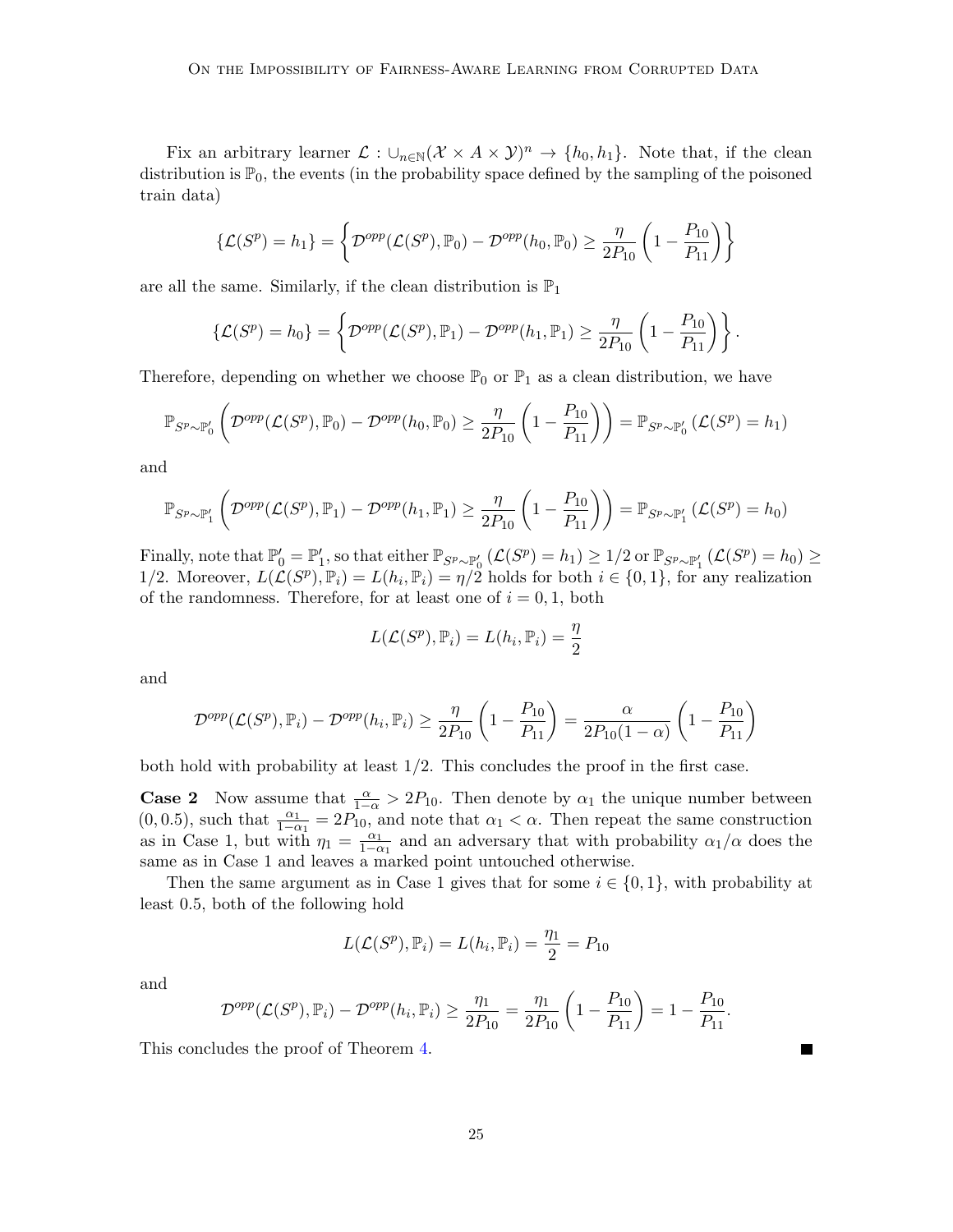Fix an arbitrary learner $\mathcal{L} : \cup_{n \in \mathbb{N}} (\mathcal{X} \times A \times \mathcal{Y})^n \to \{h_0, h_1\}$. Note that, if the clean distribution is $\mathbb{P}_0$, the events (in the probability space defined by the sampling of the poisoned train data)

$$\{\mathcal{L}(S^p) = h_1\} = \left\{ \mathcal{D}^{opp}(\mathcal{L}(S^p), \mathbb{P}_0) - \mathcal{D}^{opp}(h_0, \mathbb{P}_0) \geq \frac{\eta}{2P_{10}} \left(1 - \frac{P_{10}}{P_{11}}\right) \right\}$$

are all the same. Similarly, if the clean distribution is $\mathbb{P}_1$

$$\{\mathcal{L}(S^p) = h_0\} = \left\{ \mathcal{D}^{opp}(\mathcal{L}(S^p), \mathbb{P}_1) - \mathcal{D}^{opp}(h_1, \mathbb{P}_1) \geq \frac{\eta}{2P_{10}} \left(1 - \frac{P_{10}}{P_{11}}\right) \right\}.$$

Therefore, depending on whether we choose $\mathbb{P}_0$ or $\mathbb{P}_1$ as a clean distribution, we have

$$\mathbb{P}_{S^p \sim \mathbb{P}'_0} \left( \mathcal{D}^{opp}(\mathcal{L}(S^p), \mathbb{P}_0) - \mathcal{D}^{opp}(h_0, \mathbb{P}_0) \geq \frac{\eta}{2P_{10}} \left(1 - \frac{P_{10}}{P_{11}}\right) \right) = \mathbb{P}_{S^p \sim \mathbb{P}'_0} \left( \mathcal{L}(S^p) = h_1 \right)$$

and

$$\mathbb{P}_{S^p \sim \mathbb{P}'_1} \left( \mathcal{D}^{opp}(\mathcal{L}(S^p), \mathbb{P}_1) - \mathcal{D}^{opp}(h_1, \mathbb{P}_1) \geq \frac{\eta}{2P_{10}} \left(1 - \frac{P_{10}}{P_{11}}\right) \right) = \mathbb{P}_{S^p \sim \mathbb{P}'_1} \left( \mathcal{L}(S^p) = h_0 \right)$$

Finally, note that $\mathbb{P}'_0 = \mathbb{P}'_1$, so that either $\mathbb{P}_{S^p \sim \mathbb{P}'_0} \left( \mathcal{L}(S^p) = h_1 \right) \geq 1/2$ or $\mathbb{P}_{S^p \sim \mathbb{P}'_1} \left( \mathcal{L}(S^p) = h_0 \right) \geq 1/2$. Moreover, $L(\mathcal{L}(S^p), \mathbb{P}_i) = L(h_i, \mathbb{P}_i) = \eta/2$ holds for both $i \in \{0, 1\}$, for any realization of the randomness. Therefore, for at least one of $i = 0, 1$, both

$$L(\mathcal{L}(S^p), \mathbb{P}_i) = L(h_i, \mathbb{P}_i) = \frac{\eta}{2}$$

and

$$\mathcal{D}^{opp}(\mathcal{L}(S^p), \mathbb{P}_i) - \mathcal{D}^{opp}(h_i, \mathbb{P}_i) \geq \frac{\eta}{2P_{10}} \left(1 - \frac{P_{10}}{P_{11}}\right) = \frac{\alpha}{2P_{10}(1 - \alpha)} \left(1 - \frac{P_{10}}{P_{11}}\right)$$

both hold with probability at least $1/2$. This concludes the proof in the first case.

**Case 2** Now assume that $\frac{\alpha}{1-\alpha} > 2P_{10}$. Then denote by $\alpha_1$ the unique number between $(0, 0.5)$, such that $\frac{\alpha_1}{1-\alpha_1} = 2P_{10}$, and note that $\alpha_1 < \alpha$. Then repeat the same construction as in Case 1, but with $\eta_1 = \frac{\alpha_1}{1-\alpha_1}$ and an adversary that with probability $\alpha_1/\alpha$ does the same as in Case 1 and leaves a marked point untouched otherwise.

Then the same argument as in Case 1 gives that for some $i \in \{0, 1\}$, with probability at least 0.5, both of the following hold

$$L(\mathcal{L}(S^p), \mathbb{P}_i) = L(h_i, \mathbb{P}_i) = \frac{\eta_1}{2} = P_{10}$$

and

$$\mathcal{D}^{opp}(\mathcal{L}(S^p), \mathbb{P}_i) - \mathcal{D}^{opp}(h_i, \mathbb{P}_i) \geq \frac{\eta_1}{2P_{10}} = \frac{\eta_1}{2P_{10}} \left(1 - \frac{P_{10}}{P_{11}}\right) = 1 - \frac{P_{10}}{P_{11}}.$$

This concludes the proof of Theorem 4. ■